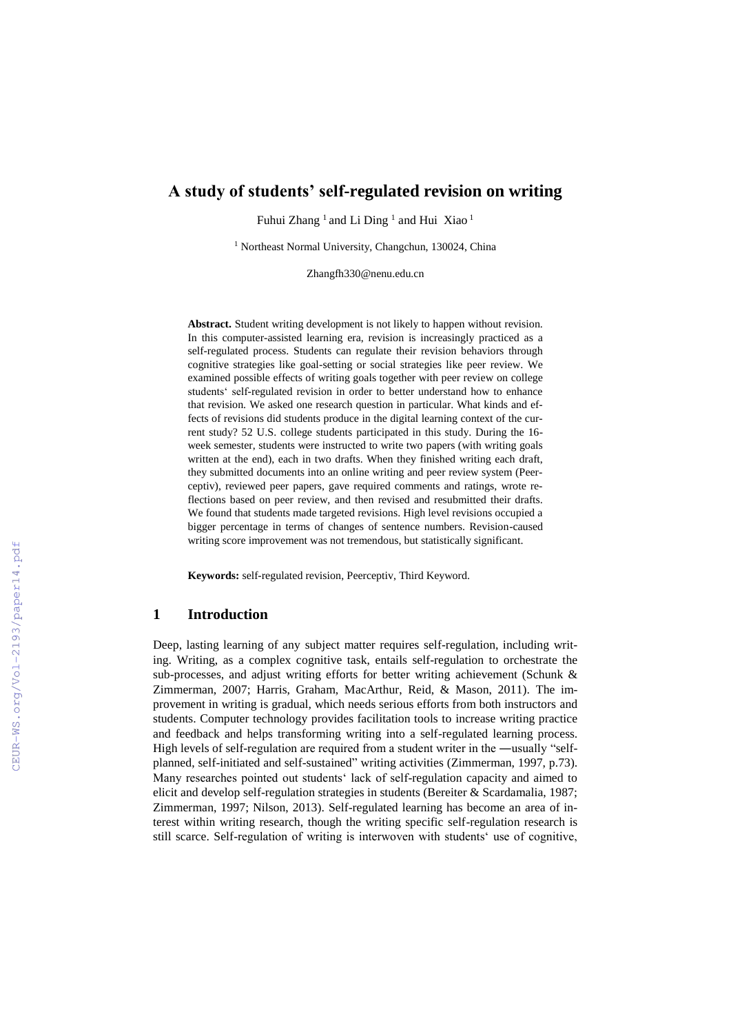# A study of students' self-regulated revision on writing

Fuhui Zhang [1] and Li Ding [1] and Hui Xiao [1]

[1] Northeast Normal University, Changchun, 130024, China

Zhangfh330@nenu.edu.cn

**Abstract.** Student writing development is not likely to happen without revision. In this computer-assisted learning era, revision is increasingly practiced as a self-regulated process. Students can regulate their revision behaviors through cognitive strategies like goal-setting or social strategies like peer review. We examined possible effects of writing goals together with peer review on college students' self-regulated revision in order to better understand how to enhance that revision. We asked one research question in particular. What kinds and effects of revisions did students produce in the digital learning context of the current study? 52 U.S. college students participated in this study. During the 16-week semester, students were instructed to write two papers (with writing goals written at the end), each in two drafts. When they finished writing each draft, they submitted documents into an online writing and peer review system (Peerceptiv), reviewed peer papers, gave required comments and ratings, wrote reflections based on peer review, and then revised and resubmitted their drafts. We found that students made targeted revisions. High level revisions occupied a bigger percentage in terms of changes of sentence numbers. Revision-caused writing score improvement was not tremendous, but statistically significant.

**Keywords:** self-regulated revision, Peerceptiv, Third Keyword.

## 1 Introduction

Deep, lasting learning of any subject matter requires self-regulation, including writing. Writing, as a complex cognitive task, entails self-regulation to orchestrate the sub-processes, and adjust writing efforts for better writing achievement (Schunk & Zimmerman, 2007; Harris, Graham, MacArthur, Reid, & Mason, 2011). The improvement in writing is gradual, which needs serious efforts from both instructors and students. Computer technology provides facilitation tools to increase writing practice and feedback and helps transforming writing into a self-regulated learning process. High levels of self-regulation are required from a student writer in the ―usually "self-planned, self-initiated and self-sustained" writing activities (Zimmerman, 1997, p.73). Many researches pointed out students' lack of self-regulation capacity and aimed to elicit and develop self-regulation strategies in students (Bereiter & Scardamalia, 1987; Zimmerman, 1997; Nilson, 2013). Self-regulated learning has become an area of interest within writing research, though the writing specific self-regulation research is still scarce. Self-regulation of writing is interwoven with students' use of cognitive,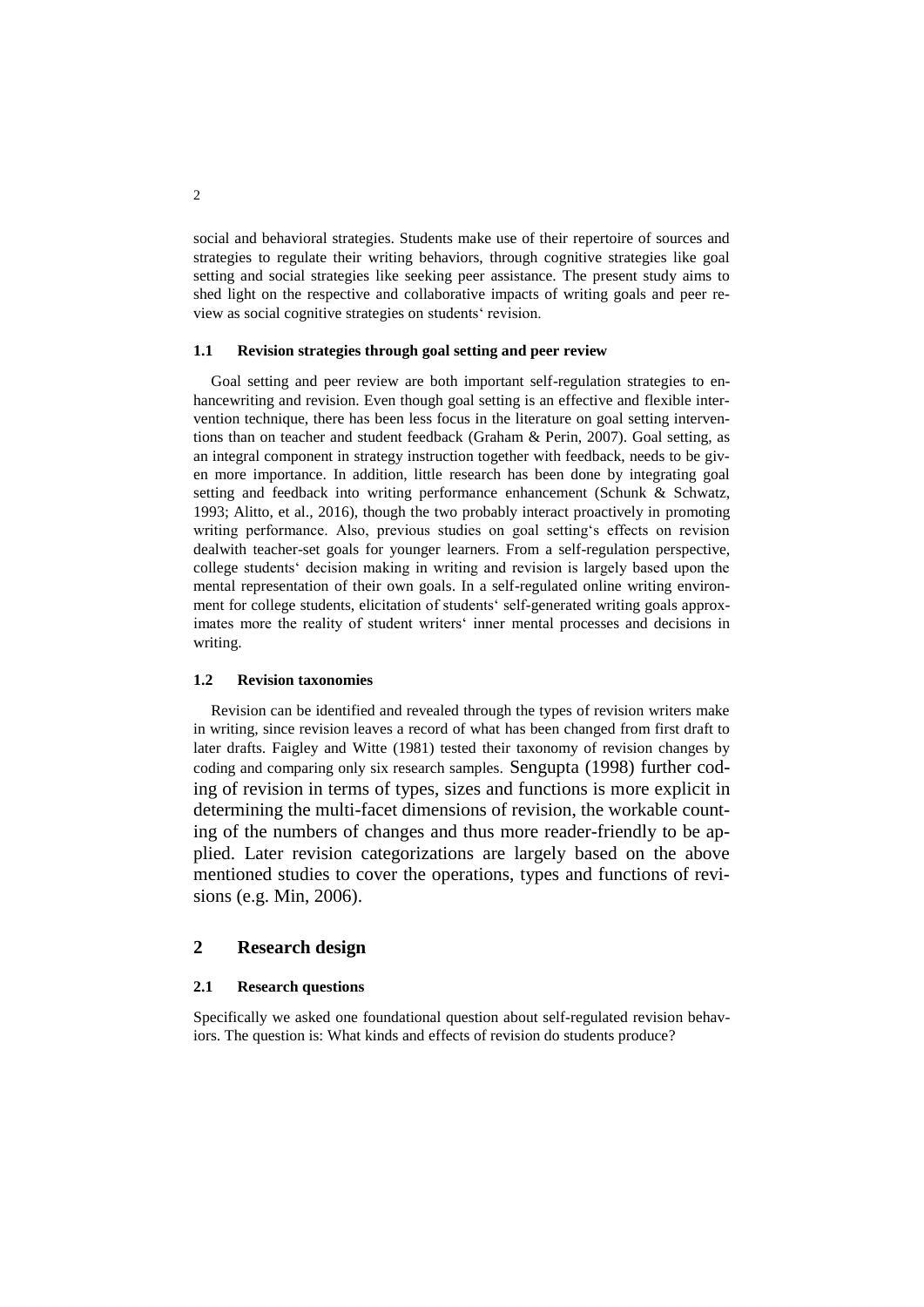social and behavioral strategies. Students make use of their repertoire of sources and strategies to regulate their writing behaviors, through cognitive strategies like goal setting and social strategies like seeking peer assistance. The present study aims to shed light on the respective and collaborative impacts of writing goals and peer review as social cognitive strategies on students' revision.

### 1.1 Revision strategies through goal setting and peer review

Goal setting and peer review are both important self-regulation strategies to enhancewriting and revision. Even though goal setting is an effective and flexible intervention technique, there has been less focus in the literature on goal setting interventions than on teacher and student feedback (Graham & Perin, 2007). Goal setting, as an integral component in strategy instruction together with feedback, needs to be given more importance. In addition, little research has been done by integrating goal setting and feedback into writing performance enhancement (Schunk & Schwatz, 1993; Alitto, et al., 2016), though the two probably interact proactively in promoting writing performance. Also, previous studies on goal setting's effects on revision dealwith teacher-set goals for younger learners. From a self-regulation perspective, college students' decision making in writing and revision is largely based upon the mental representation of their own goals. In a self-regulated online writing environment for college students, elicitation of students' self-generated writing goals approximates more the reality of student writers' inner mental processes and decisions in writing.

### 1.2 Revision taxonomies

Revision can be identified and revealed through the types of revision writers make in writing, since revision leaves a record of what has been changed from first draft to later drafts. Faigley and Witte (1981) tested their taxonomy of revision changes by coding and comparing only six research samples. Sengupta (1998) further coding of revision in terms of types, sizes and functions is more explicit in determining the multi-facet dimensions of revision, the workable counting of the numbers of changes and thus more reader-friendly to be applied. Later revision categorizations are largely based on the above mentioned studies to cover the operations, types and functions of revisions (e.g. Min, 2006).

## 2 Research design

### 2.1 Research questions

Specifically we asked one foundational question about self-regulated revision behaviors. The question is: What kinds and effects of revision do students produce?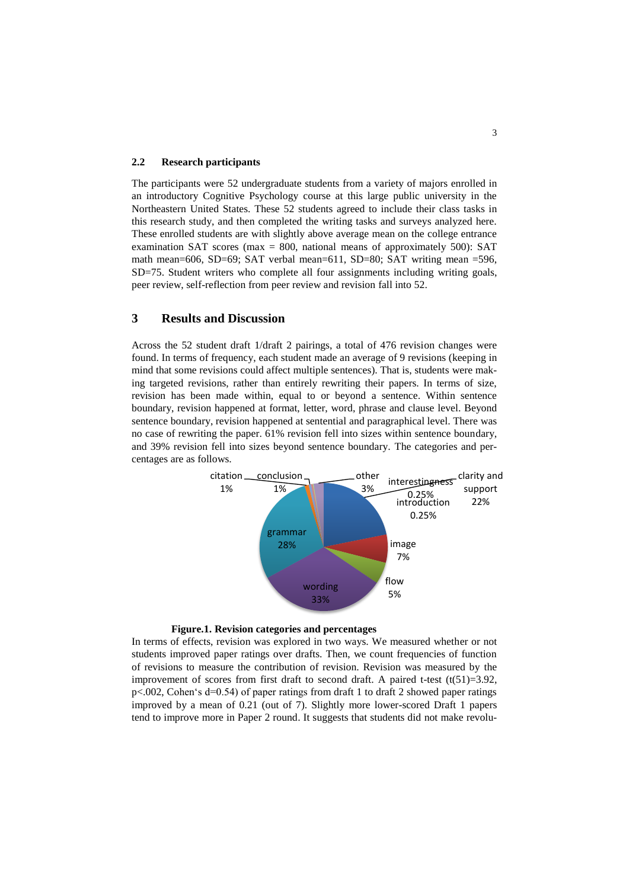### 2.2 Research participants

The participants were 52 undergraduate students from a variety of majors enrolled in an introductory Cognitive Psychology course at this large public university in the Northeastern United States. These 52 students agreed to include their class tasks in this research study, and then completed the writing tasks and surveys analyzed here. These enrolled students are with slightly above average mean on the college entrance examination SAT scores (max = 800, national means of approximately 500): SAT math mean=606, SD=69; SAT verbal mean=611, SD=80; SAT writing mean =596, SD=75. Student writers who complete all four assignments including writing goals, peer review, self-reflection from peer review and revision fall into 52.

## 3 Results and Discussion

Across the 52 student draft 1/draft 2 pairings, a total of 476 revision changes were found. In terms of frequency, each student made an average of 9 revisions (keeping in mind that some revisions could affect multiple sentences). That is, students were making targeted revisions, rather than entirely rewriting their papers. In terms of size, revision has been made within, equal to or beyond a sentence. Within sentence boundary, revision happened at format, letter, word, phrase and clause level. Beyond sentence boundary, revision happened at sentential and paragraphical level. There was no case of rewriting the paper. 61% revision fell into sizes within sentence boundary, and 39% revision fell into sizes beyond sentence boundary. The categories and percentages are as follows.

citation 1%, conclusion 1%, other 3%, interestingness 0.25%, introduction 0.25%, clarity and support 22%, image 7%, flow 5%, wording 33%, grammar 28%

**Figure.1. Revision categories and percentages**

In terms of effects, revision was explored in two ways. We measured whether or not students improved paper ratings over drafts. Then, we count frequencies of function of revisions to measure the contribution of revision. Revision was measured by the improvement of scores from first draft to second draft. A paired t-test ($t(51)=3.92$, $p<.002$, Cohen's $d=0.54$) of paper ratings from draft 1 to draft 2 showed paper ratings improved by a mean of 0.21 (out of 7). Slightly more lower-scored Draft 1 papers tend to improve more in Paper 2 round. It suggests that students did not make revolu-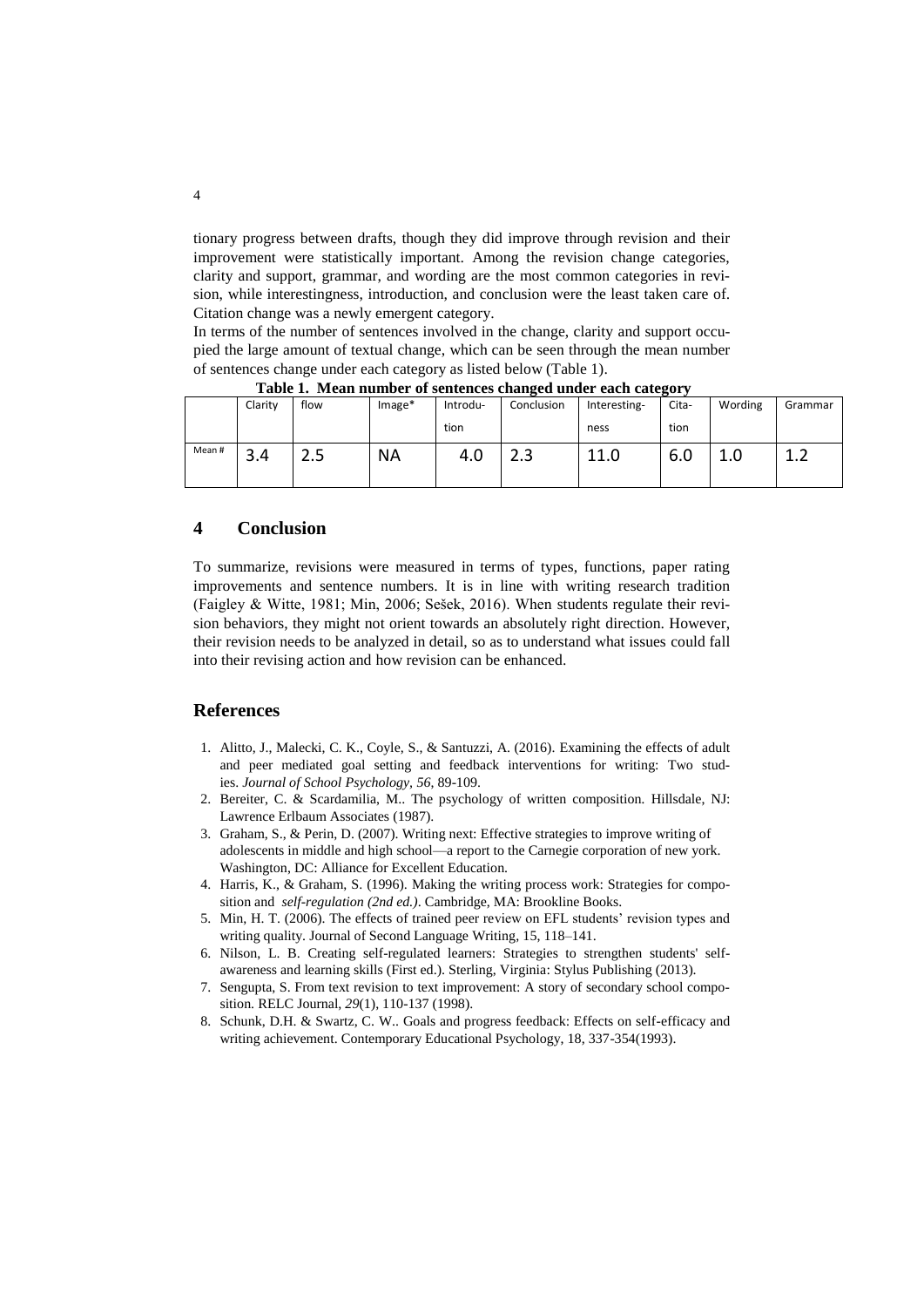tionary progress between drafts, though they did improve through revision and their improvement were statistically important. Among the revision change categories, clarity and support, grammar, and wording are the most common categories in revision, while interestingness, introduction, and conclusion were the least taken care of. Citation change was a newly emergent category.

In terms of the number of sentences involved in the change, clarity and support occupied the large amount of textual change, which can be seen through the mean number of sentences change under each category as listed below (Table 1).

**Table 1. Mean number of sentences changed under each category**

| | Clarity | flow | Image* | Introduction | Conclusion | Interestingness | Citation | Wording | Grammar |
|---|---|---|---|---|---|---|---|---|---|
| Mean # | 3.4 | 2.5 | NA | 4.0 | 2.3 | 11.0 | 6.0 | 1.0 | 1.2 |

## 4 Conclusion

To summarize, revisions were measured in terms of types, functions, paper rating improvements and sentence numbers. It is in line with writing research tradition (Faigley & Witte, 1981; Min, 2006; Sešek, 2016). When students regulate their revision behaviors, they might not orient towards an absolutely right direction. However, their revision needs to be analyzed in detail, so as to understand what issues could fall into their revising action and how revision can be enhanced.

## References

1. Alitto, J., Malecki, C. K., Coyle, S., & Santuzzi, A. (2016). Examining the effects of adult and peer mediated goal setting and feedback interventions for writing: Two studies. *Journal of School Psychology, 56*, 89-109.
2. Bereiter, C. & Scardamilia, M.. The psychology of written composition. Hillsdale, NJ: Lawrence Erlbaum Associates (1987).
3. Graham, S., & Perin, D. (2007). Writing next: Effective strategies to improve writing of adolescents in middle and high school—a report to the Carnegie corporation of new york. Washington, DC: Alliance for Excellent Education.
4. Harris, K., & Graham, S. (1996). Making the writing process work: Strategies for composition and *self-regulation (2nd ed.)*. Cambridge, MA: Brookline Books.
5. Min, H. T. (2006). The effects of trained peer review on EFL students' revision types and writing quality. Journal of Second Language Writing, 15, 118–141.
6. Nilson, L. B. Creating self-regulated learners: Strategies to strengthen students' self-awareness and learning skills (First ed.). Sterling, Virginia: Stylus Publishing (2013).
7. Sengupta, S. From text revision to text improvement: A story of secondary school composition. RELC Journal, *29*(1), 110-137 (1998).
8. Schunk, D.H. & Swartz, C. W.. Goals and progress feedback: Effects on self-efficacy and writing achievement. Contemporary Educational Psychology, 18, 337-354(1993).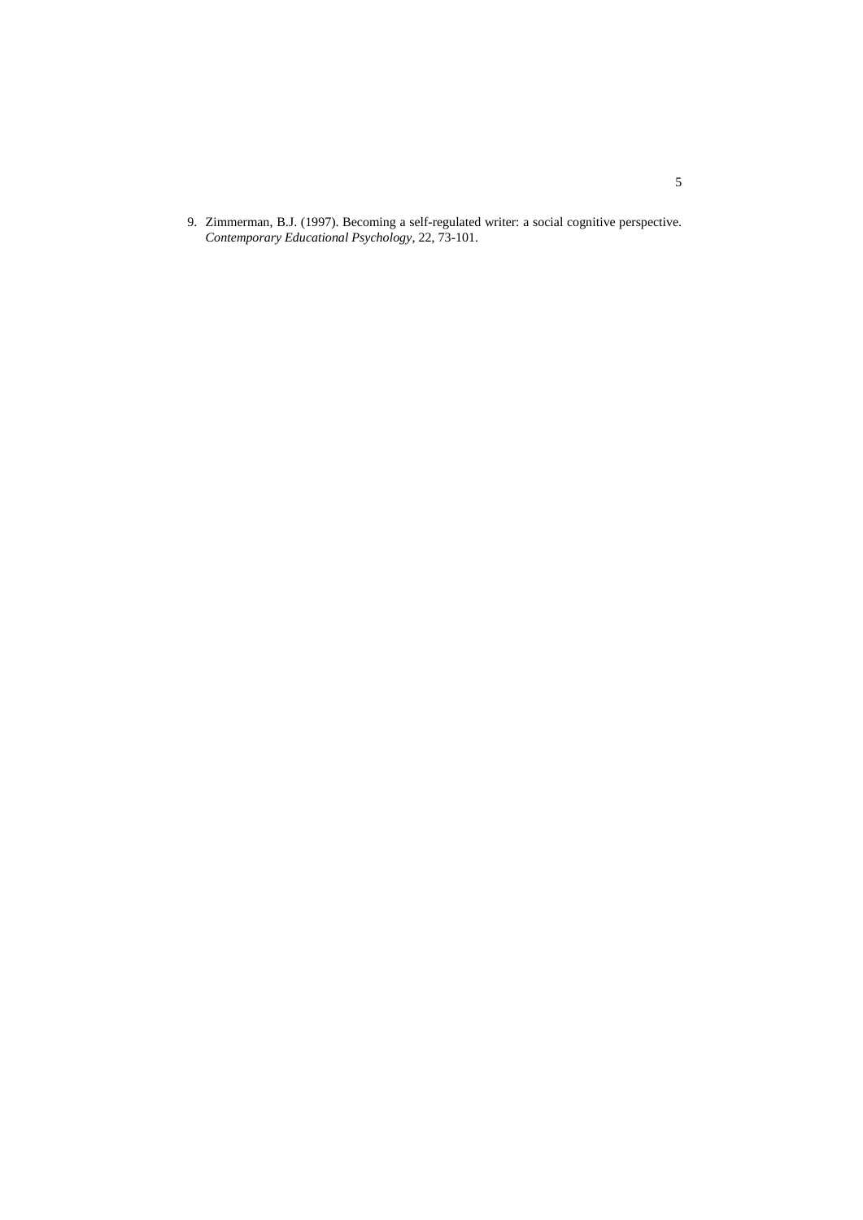9. Zimmerman, B.J. (1997). Becoming a self-regulated writer: a social cognitive perspective. *Contemporary Educational Psychology*, 22, 73-101.